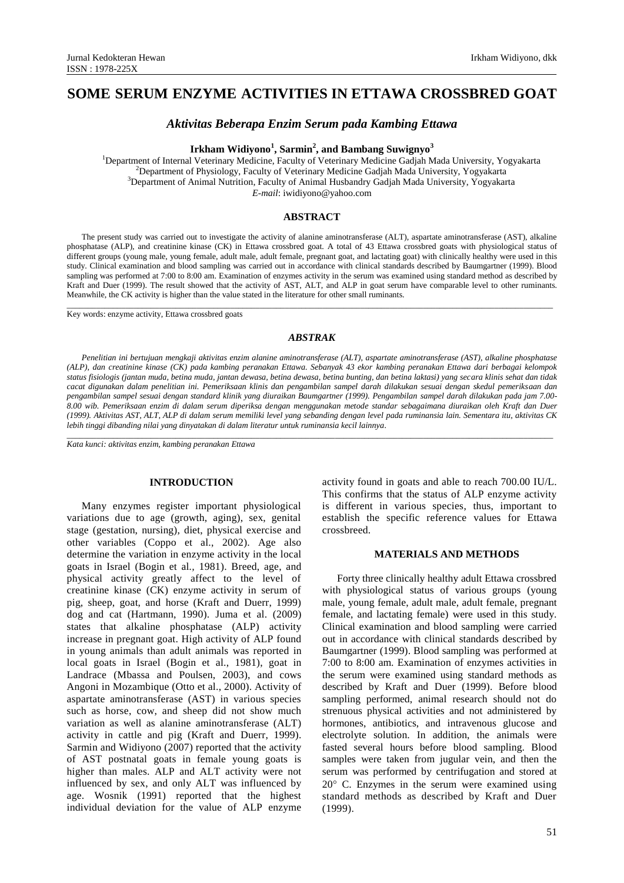# SOME SERUM ENZYME ACTIVITIES IN ETTAWA CROSSBRED GOAT

## *Aktivitas Beberapa Enzim Serum pada Kambing Ettawa*

**Irkham Widiyono[1], Sarmin[2], and Bambang Suwignyo[3]**

[1]Department of Internal Veterinary Medicine, Faculty of Veterinary Medicine Gadjah Mada University, Yogyakarta
[2]Department of Physiology, Faculty of Veterinary Medicine Gadjah Mada University, Yogyakarta
[3]Department of Animal Nutrition, Faculty of Animal Husbandry Gadjah Mada University, Yogyakarta
*E-mail*: iwidiyono@yahoo.com

### ABSTRACT

The present study was carried out to investigate the activity of alanine aminotransferase (ALT), aspartate aminotransferase (AST), alkaline phosphatase (ALP), and creatinine kinase (CK) in Ettawa crossbred goat. A total of 43 Ettawa crossbred goats with physiological status of different groups (young male, young female, adult male, adult female, pregnant goat, and lactating goat) with clinically healthy were used in this study. Clinical examination and blood sampling was carried out in accordance with clinical standards described by Baumgartner (1999). Blood sampling was performed at 7:00 to 8:00 am. Examination of enzymes activity in the serum was examined using standard method as described by Kraft and Duer (1999). The result showed that the activity of AST, ALT, and ALP in goat serum have comparable level to other ruminants. Meanwhile, the CK activity is higher than the value stated in the literature for other small ruminants.

Key words: enzyme activity, Ettawa crossbred goats

### *ABSTRAK*

*Penelitian ini bertujuan mengkaji aktivitas enzim alanine aminotransferase (ALT), aspartate aminotransferase (AST), alkaline phosphatase (ALP), dan creatinine kinase (CK) pada kambing peranakan Ettawa. Sebanyak 43 ekor kambing peranakan Ettawa dari berbagai kelompok status fisiologis (jantan muda, betina muda, jantan dewasa, betina dewasa, betina bunting, dan betina laktasi) yang secara klinis sehat dan tidak cacat digunakan dalam penelitian ini. Pemeriksaan klinis dan pengambilan sampel darah dilakukan sesuai dengan skedul pemeriksaan dan pengambilan sampel sesuai dengan standard klinik yang diuraikan Baumgartner (1999). Pengambilan sampel darah dilakukan pada jam 7.00-8.00 wib. Pemeriksaan enzim di dalam serum diperiksa dengan menggunakan metode standar sebagaimana diuraikan oleh Kraft dan Duer (1999). Aktivitas AST, ALT, ALP di dalam serum memiliki level yang sebanding dengan level pada ruminansia lain. Sementara itu, aktivitas CK lebih tinggi dibanding nilai yang dinyatakan di dalam literatur untuk ruminansia kecil lainnya.*

*Kata kunci: aktivitas enzim, kambing peranakan Ettawa*

## INTRODUCTION

Many enzymes register important physiological variations due to age (growth, aging), sex, genital stage (gestation, nursing), diet, physical exercise and other variables (Coppo et al., 2002). Age also determine the variation in enzyme activity in the local goats in Israel (Bogin et al., 1981). Breed, age, and physical activity greatly affect to the level of creatinine kinase (CK) enzyme activity in serum of pig, sheep, goat, and horse (Kraft and Duerr, 1999) dog and cat (Hartmann, 1990). Juma et al. (2009) states that alkaline phosphatase (ALP) activity increase in pregnant goat. High activity of ALP found in young animals than adult animals was reported in local goats in Israel (Bogin et al., 1981), goat in Landrace (Mbassa and Poulsen, 2003), and cows Angoni in Mozambique (Otto et al., 2000). Activity of aspartate aminotransferase (AST) in various species such as horse, cow, and sheep did not show much variation as well as alanine aminotransferase (ALT) activity in cattle and pig (Kraft and Duerr, 1999). Sarmin and Widiyono (2007) reported that the activity of AST postnatal goats in female young goats is higher than males. ALP and ALT activity were not influenced by sex, and only ALT was influenced by age. Wosnik (1991) reported that the highest individual deviation for the value of ALP enzyme activity found in goats and able to reach 700.00 IU/L. This confirms that the status of ALP enzyme activity is different in various species, thus, important to establish the specific reference values for Ettawa crossbreed.

## MATERIALS AND METHODS

Forty three clinically healthy adult Ettawa crossbred with physiological status of various groups (young male, young female, adult male, adult female, pregnant female, and lactating female) were used in this study. Clinical examination and blood sampling were carried out in accordance with clinical standards described by Baumgartner (1999). Blood sampling was performed at 7:00 to 8:00 am. Examination of enzymes activities in the serum were examined using standard methods as described by Kraft and Duer (1999). Before blood sampling performed, animal research should not do strenuous physical activities and not administered by hormones, antibiotics, and intravenous glucose and electrolyte solution. In addition, the animals were fasted several hours before blood sampling. Blood samples were taken from jugular vein, and then the serum was performed by centrifugation and stored at 20° C. Enzymes in the serum were examined using standard methods as described by Kraft and Duer (1999).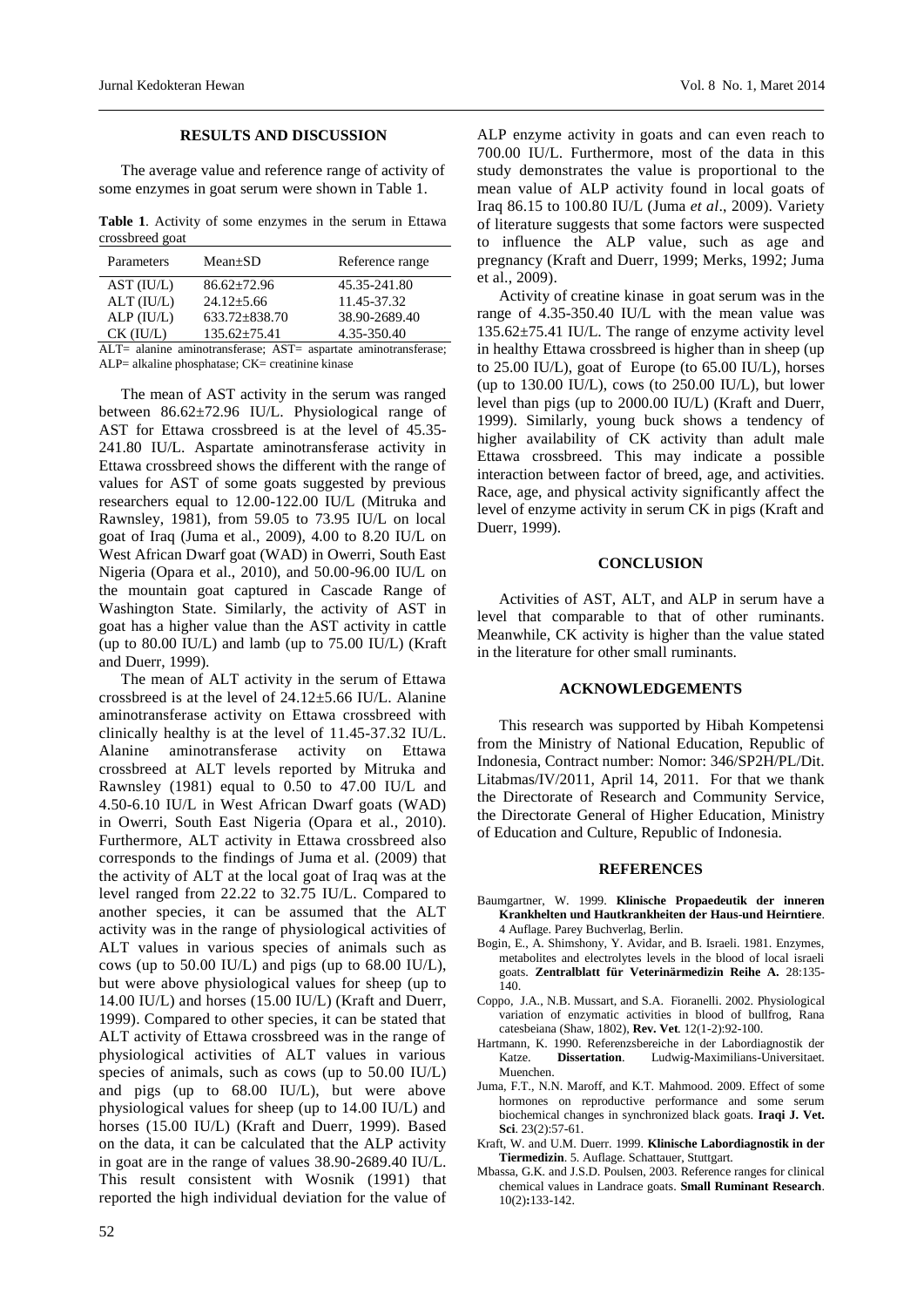## RESULTS AND DISCUSSION

The average value and reference range of activity of some enzymes in goat serum were shown in Table 1.

**Table 1**. Activity of some enzymes in the serum in Ettawa crossbreed goat

| Parameters | Mean±SD | Reference range |
|---|---|---|
| AST (IU/L) | 86.62±72.96 | 45.35-241.80 |
| ALT (IU/L) | 24.12±5.66 | 11.45-37.32 |
| ALP (IU/L) | 633.72±838.70 | 38.90-2689.40 |
| CK (IU/L) | 135.62±75.41 | 4.35-350.40 |

ALT= alanine aminotransferase; AST= aspartate aminotransferase; ALP= alkaline phosphatase; CK= creatinine kinase

The mean of AST activity in the serum was ranged between 86.62±72.96 IU/L. Physiological range of AST for Ettawa crossbreed is at the level of 45.35-241.80 IU/L. Aspartate aminotransferase activity in Ettawa crossbreed shows the different with the range of values for AST of some goats suggested by previous researchers equal to 12.00-122.00 IU/L (Mitruka and Rawnsley, 1981), from 59.05 to 73.95 IU/L on local goat of Iraq (Juma et al., 2009), 4.00 to 8.20 IU/L on West African Dwarf goat (WAD) in Owerri, South East Nigeria (Opara et al., 2010), and 50.00-96.00 IU/L on the mountain goat captured in Cascade Range of Washington State. Similarly, the activity of AST in goat has a higher value than the AST activity in cattle (up to 80.00 IU/L) and lamb (up to 75.00 IU/L) (Kraft and Duerr, 1999).

The mean of ALT activity in the serum of Ettawa crossbreed is at the level of 24.12±5.66 IU/L. Alanine aminotransferase activity on Ettawa crossbreed with clinically healthy is at the level of 11.45-37.32 IU/L. Alanine aminotransferase activity on Ettawa crossbreed at ALT levels reported by Mitruka and Rawnsley (1981) equal to 0.50 to 47.00 IU/L and 4.50-6.10 IU/L in West African Dwarf goats (WAD) in Owerri, South East Nigeria (Opara et al., 2010). Furthermore, ALT activity in Ettawa crossbreed also corresponds to the findings of Juma et al. (2009) that the activity of ALT at the local goat of Iraq was at the level ranged from 22.22 to 32.75 IU/L. Compared to another species, it can be assumed that the ALT activity was in the range of physiological activities of ALT values in various species of animals such as cows (up to 50.00 IU/L) and pigs (up to 68.00 IU/L), but were above physiological values for sheep (up to 14.00 IU/L) and horses (15.00 IU/L) (Kraft and Duerr, 1999). Compared to other species, it can be stated that ALT activity of Ettawa crossbreed was in the range of physiological activities of ALT values in various species of animals, such as cows (up to 50.00 IU/L) and pigs (up to 68.00 IU/L), but were above physiological values for sheep (up to 14.00 IU/L) and horses (15.00 IU/L) (Kraft and Duerr, 1999). Based on the data, it can be calculated that the ALP activity in goat are in the range of values 38.90-2689.40 IU/L. This result consistent with Wosnik (1991) that reported the high individual deviation for the value of ALP enzyme activity in goats and can even reach to 700.00 IU/L. Furthermore, most of the data in this study demonstrates the value is proportional to the mean value of ALP activity found in local goats of Iraq 86.15 to 100.80 IU/L (Juma *et al*., 2009). Variety of literature suggests that some factors were suspected to influence the ALP value, such as age and pregnancy (Kraft and Duerr, 1999; Merks, 1992; Juma et al., 2009).

Activity of creatine kinase in goat serum was in the range of 4.35-350.40 IU/L with the mean value was 135.62±75.41 IU/L. The range of enzyme activity level in healthy Ettawa crossbreed is higher than in sheep (up to 25.00 IU/L), goat of Europe (to 65.00 IU/L), horses (up to 130.00 IU/L), cows (to 250.00 IU/L), but lower level than pigs (up to 2000.00 IU/L) (Kraft and Duerr, 1999). Similarly, young buck shows a tendency of higher availability of CK activity than adult male Ettawa crossbreed. This may indicate a possible interaction between factor of breed, age, and activities. Race, age, and physical activity significantly affect the level of enzyme activity in serum CK in pigs (Kraft and Duerr, 1999).

## CONCLUSION

Activities of AST, ALT, and ALP in serum have a level that comparable to that of other ruminants. Meanwhile, CK activity is higher than the value stated in the literature for other small ruminants.

## ACKNOWLEDGEMENTS

This research was supported by Hibah Kompetensi from the Ministry of National Education, Republic of Indonesia, Contract number: Nomor: 346/SP2H/PL/Dit. Litabmas/IV/2011, April 14, 2011. For that we thank the Directorate of Research and Community Service, the Directorate General of Higher Education, Ministry of Education and Culture, Republic of Indonesia.

## REFERENCES

Baumgartner, W. 1999. **Klinische Propaedeutik der inneren Krankhelten und Hautkrankheiten der Haus-und Heirntiere**. 4 Auflage. Parey Buchverlag, Berlin.

Bogin, E., A. Shimshony, Y. Avidar, and B. Israeli. 1981. Enzymes, metabolites and electrolytes levels in the blood of local israeli goats. **Zentralblatt für Veterinärmedizin Reihe A.** 28:135-140.

Coppo, J.A., N.B. Mussart, and S.A. Fioranelli. 2002. Physiological variation of enzymatic activities in blood of bullfrog, Rana catesbeiana (Shaw, 1802), **Rev. Vet**. 12(1-2):92-100.

Hartmann, K. 1990. Referenzsbereiche in der Labordiagnostik der Katze. **Dissertation**. Ludwig-Maximilians-Universitaet. Muenchen.

Juma, F.T., N.N. Maroff, and K.T. Mahmood. 2009. Effect of some hormones on reproductive performance and some serum biochemical changes in synchronized black goats. **Iraqi J. Vet. Sci**. 23(2):57-61.

Kraft, W. and U.M. Duerr. 1999. **Klinische Labordiagnostik in der Tiermedizin**. 5. Auflage. Schattauer, Stuttgart.

Mbassa, G.K. and J.S.D. Poulsen, 2003. Reference ranges for clinical chemical values in Landrace goats. **Small Ruminant Research**. 10(2)**:**133-142.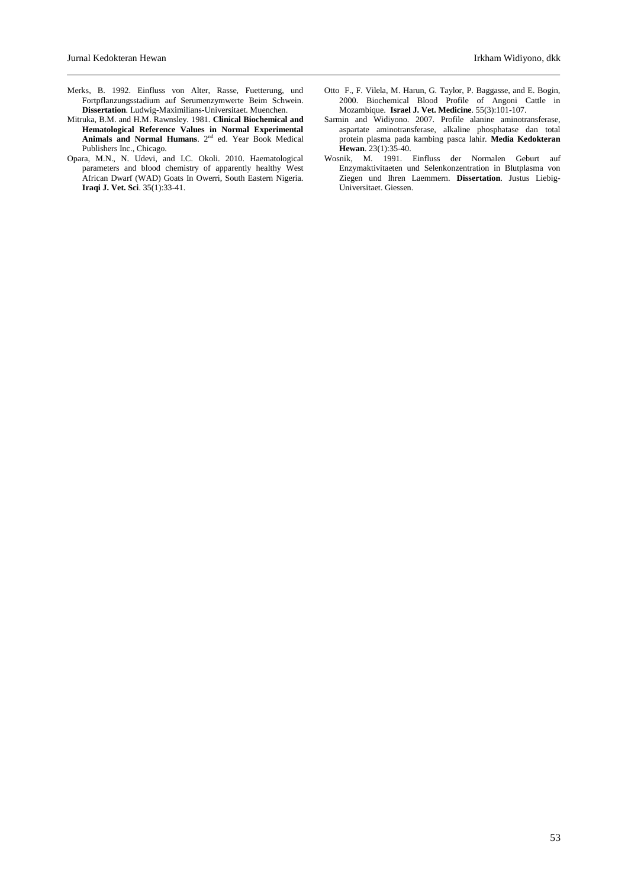Merks, B. 1992. Einfluss von Alter, Rasse, Fuetterung, und Fortpflanzungsstadium auf Serumenzymwerte Beim Schwein. **Dissertation**. Ludwig-Maximilians-Universitaet. Muenchen.

Mitruka, B.M. and H.M. Rawnsley. 1981. **Clinical Biochemical and Hematological Reference Values in Normal Experimental Animals and Normal Humans**. 2nd ed. Year Book Medical Publishers Inc., Chicago.

Opara, M.N., N. Udevi, and I.C. Okoli. 2010. Haematological parameters and blood chemistry of apparently healthy West African Dwarf (WAD) Goats In Owerri, South Eastern Nigeria. **Iraqi J. Vet. Sci**. 35(1):33-41.

Otto F., F. Vilela, M. Harun, G. Taylor, P. Baggasse, and E. Bogin, 2000. Biochemical Blood Profile of Angoni Cattle in Mozambique. **Israel J. Vet. Medicine**. 55(3):101-107.

Sarmin and Widiyono. 2007. Profile alanine aminotransferase, aspartate aminotransferase, alkaline phosphatase dan total protein plasma pada kambing pasca lahir. **Media Kedokteran Hewan**. 23(1):35-40.

Wosnik, M. 1991. Einfluss der Normalen Geburt auf Enzymaktivitaeten und Selenkonzentration in Blutplasma von Ziegen und Ihren Laemmern. **Dissertation**. Justus Liebig-Universitaet. Giessen.